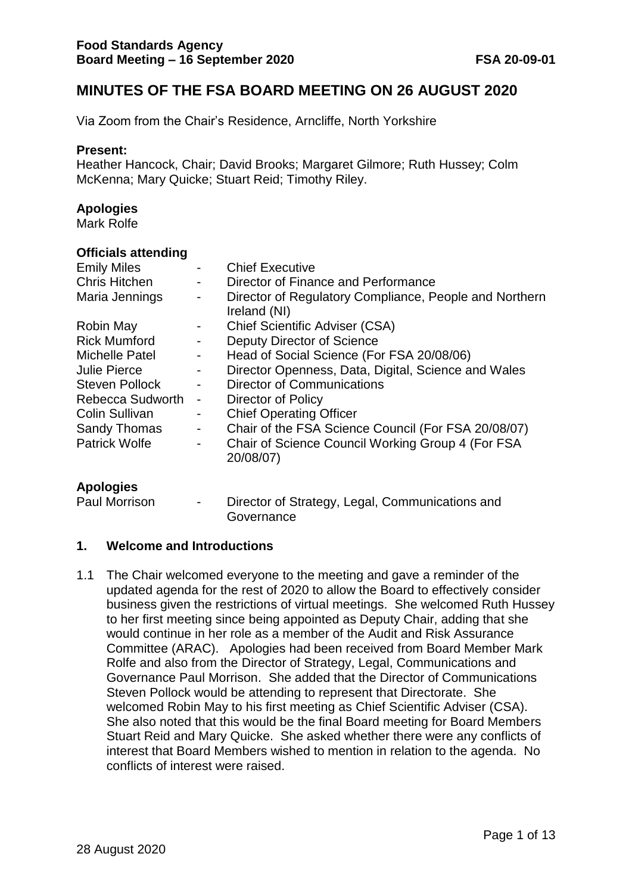**Food Standards Agency**
**Board Meeting – 16 September 2020** **FSA 20-09-01**

# MINUTES OF THE FSA BOARD MEETING ON 26 AUGUST 2020

Via Zoom from the Chair's Residence, Arncliffe, North Yorkshire

**Present:**
Heather Hancock, Chair; David Brooks; Margaret Gilmore; Ruth Hussey; Colm McKenna; Mary Quicke; Stuart Reid; Timothy Riley.

**Apologies**
Mark Rolfe

**Officials attending**

| | | |
|---|---|---|
| Emily Miles | - | Chief Executive |
| Chris Hitchen | - | Director of Finance and Performance |
| Maria Jennings | - | Director of Regulatory Compliance, People and Northern Ireland (NI) |
| Robin May | - | Chief Scientific Adviser (CSA) |
| Rick Mumford | - | Deputy Director of Science |
| Michelle Patel | - | Head of Social Science (For FSA 20/08/06) |
| Julie Pierce | - | Director Openness, Data, Digital, Science and Wales |
| Steven Pollock | - | Director of Communications |
| Rebecca Sudworth | - | Director of Policy |
| Colin Sullivan | - | Chief Operating Officer |
| Sandy Thomas | - | Chair of the FSA Science Council (For FSA 20/08/07) |
| Patrick Wolfe | - | Chair of Science Council Working Group 4 (For FSA 20/08/07) |

**Apologies**

| | | |
|---|---|---|
| Paul Morrison | - | Director of Strategy, Legal, Communications and Governance |

## 1. Welcome and Introductions

1.1 The Chair welcomed everyone to the meeting and gave a reminder of the updated agenda for the rest of 2020 to allow the Board to effectively consider business given the restrictions of virtual meetings. She welcomed Ruth Hussey to her first meeting since being appointed as Deputy Chair, adding that she would continue in her role as a member of the Audit and Risk Assurance Committee (ARAC). Apologies had been received from Board Member Mark Rolfe and also from the Director of Strategy, Legal, Communications and Governance Paul Morrison. She added that the Director of Communications Steven Pollock would be attending to represent that Directorate. She welcomed Robin May to his first meeting as Chief Scientific Adviser (CSA). She also noted that this would be the final Board meeting for Board Members Stuart Reid and Mary Quicke. She asked whether there were any conflicts of interest that Board Members wished to mention in relation to the agenda. No conflicts of interest were raised.

28 August 2020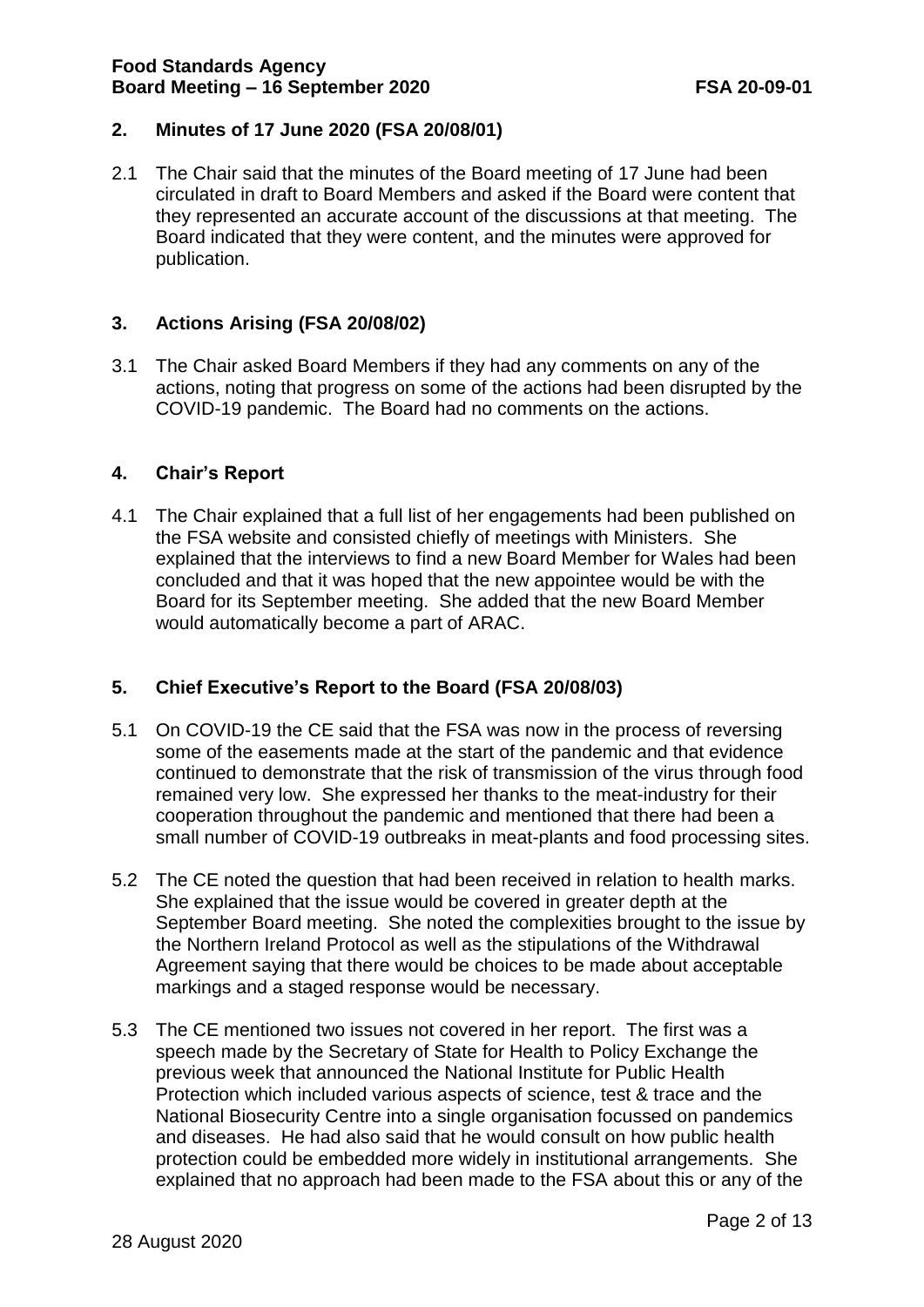## 2. Minutes of 17 June 2020 (FSA 20/08/01)

2.1 The Chair said that the minutes of the Board meeting of 17 June had been circulated in draft to Board Members and asked if the Board were content that they represented an accurate account of the discussions at that meeting. The Board indicated that they were content, and the minutes were approved for publication.

## 3. Actions Arising (FSA 20/08/02)

3.1 The Chair asked Board Members if they had any comments on any of the actions, noting that progress on some of the actions had been disrupted by the COVID-19 pandemic. The Board had no comments on the actions.

## 4. Chair's Report

4.1 The Chair explained that a full list of her engagements had been published on the FSA website and consisted chiefly of meetings with Ministers. She explained that the interviews to find a new Board Member for Wales had been concluded and that it was hoped that the new appointee would be with the Board for its September meeting. She added that the new Board Member would automatically become a part of ARAC.

## 5. Chief Executive's Report to the Board (FSA 20/08/03)

5.1 On COVID-19 the CE said that the FSA was now in the process of reversing some of the easements made at the start of the pandemic and that evidence continued to demonstrate that the risk of transmission of the virus through food remained very low. She expressed her thanks to the meat-industry for their cooperation throughout the pandemic and mentioned that there had been a small number of COVID-19 outbreaks in meat-plants and food processing sites.

5.2 The CE noted the question that had been received in relation to health marks. She explained that the issue would be covered in greater depth at the September Board meeting. She noted the complexities brought to the issue by the Northern Ireland Protocol as well as the stipulations of the Withdrawal Agreement saying that there would be choices to be made about acceptable markings and a staged response would be necessary.

5.3 The CE mentioned two issues not covered in her report. The first was a speech made by the Secretary of State for Health to Policy Exchange the previous week that announced the National Institute for Public Health Protection which included various aspects of science, test & trace and the National Biosecurity Centre into a single organisation focussed on pandemics and diseases. He had also said that he would consult on how public health protection could be embedded more widely in institutional arrangements. She explained that no approach had been made to the FSA about this or any of the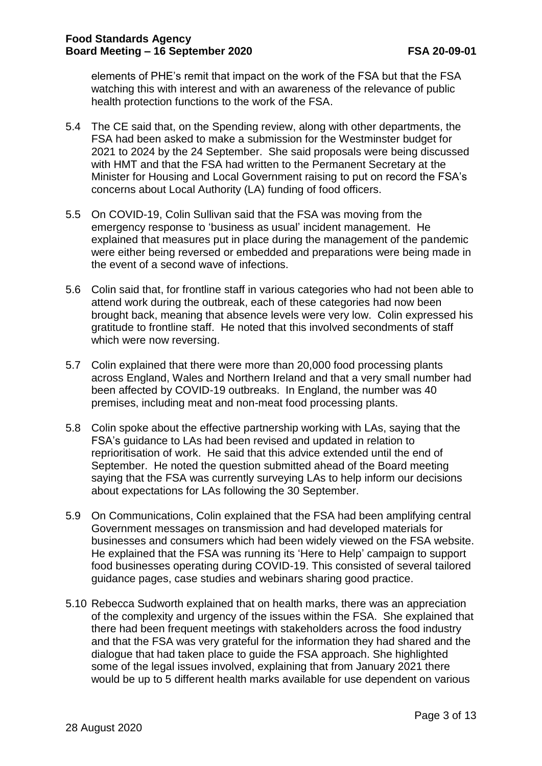elements of PHE's remit that impact on the work of the FSA but that the FSA watching this with interest and with an awareness of the relevance of public health protection functions to the work of the FSA.

5.4 The CE said that, on the Spending review, along with other departments, the FSA had been asked to make a submission for the Westminster budget for 2021 to 2024 by the 24 September. She said proposals were being discussed with HMT and that the FSA had written to the Permanent Secretary at the Minister for Housing and Local Government raising to put on record the FSA's concerns about Local Authority (LA) funding of food officers.

5.5 On COVID-19, Colin Sullivan said that the FSA was moving from the emergency response to 'business as usual' incident management. He explained that measures put in place during the management of the pandemic were either being reversed or embedded and preparations were being made in the event of a second wave of infections.

5.6 Colin said that, for frontline staff in various categories who had not been able to attend work during the outbreak, each of these categories had now been brought back, meaning that absence levels were very low. Colin expressed his gratitude to frontline staff. He noted that this involved secondments of staff which were now reversing.

5.7 Colin explained that there were more than 20,000 food processing plants across England, Wales and Northern Ireland and that a very small number had been affected by COVID-19 outbreaks. In England, the number was 40 premises, including meat and non-meat food processing plants.

5.8 Colin spoke about the effective partnership working with LAs, saying that the FSA's guidance to LAs had been revised and updated in relation to reprioritisation of work. He said that this advice extended until the end of September. He noted the question submitted ahead of the Board meeting saying that the FSA was currently surveying LAs to help inform our decisions about expectations for LAs following the 30 September.

5.9 On Communications, Colin explained that the FSA had been amplifying central Government messages on transmission and had developed materials for businesses and consumers which had been widely viewed on the FSA website. He explained that the FSA was running its 'Here to Help' campaign to support food businesses operating during COVID-19. This consisted of several tailored guidance pages, case studies and webinars sharing good practice.

5.10 Rebecca Sudworth explained that on health marks, there was an appreciation of the complexity and urgency of the issues within the FSA. She explained that there had been frequent meetings with stakeholders across the food industry and that the FSA was very grateful for the information they had shared and the dialogue that had taken place to guide the FSA approach. She highlighted some of the legal issues involved, explaining that from January 2021 there would be up to 5 different health marks available for use dependent on various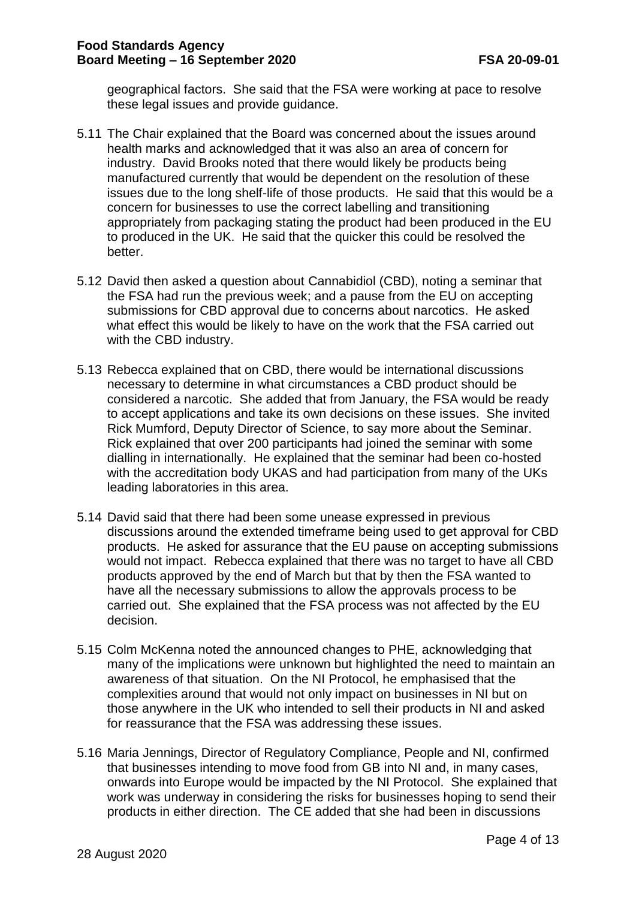geographical factors. She said that the FSA were working at pace to resolve these legal issues and provide guidance.

5.11 The Chair explained that the Board was concerned about the issues around health marks and acknowledged that it was also an area of concern for industry. David Brooks noted that there would likely be products being manufactured currently that would be dependent on the resolution of these issues due to the long shelf-life of those products. He said that this would be a concern for businesses to use the correct labelling and transitioning appropriately from packaging stating the product had been produced in the EU to produced in the UK. He said that the quicker this could be resolved the better.

5.12 David then asked a question about Cannabidiol (CBD), noting a seminar that the FSA had run the previous week; and a pause from the EU on accepting submissions for CBD approval due to concerns about narcotics. He asked what effect this would be likely to have on the work that the FSA carried out with the CBD industry.

5.13 Rebecca explained that on CBD, there would be international discussions necessary to determine in what circumstances a CBD product should be considered a narcotic. She added that from January, the FSA would be ready to accept applications and take its own decisions on these issues. She invited Rick Mumford, Deputy Director of Science, to say more about the Seminar. Rick explained that over 200 participants had joined the seminar with some dialling in internationally. He explained that the seminar had been co-hosted with the accreditation body UKAS and had participation from many of the UKs leading laboratories in this area.

5.14 David said that there had been some unease expressed in previous discussions around the extended timeframe being used to get approval for CBD products. He asked for assurance that the EU pause on accepting submissions would not impact. Rebecca explained that there was no target to have all CBD products approved by the end of March but that by then the FSA wanted to have all the necessary submissions to allow the approvals process to be carried out. She explained that the FSA process was not affected by the EU decision.

5.15 Colm McKenna noted the announced changes to PHE, acknowledging that many of the implications were unknown but highlighted the need to maintain an awareness of that situation. On the NI Protocol, he emphasised that the complexities around that would not only impact on businesses in NI but on those anywhere in the UK who intended to sell their products in NI and asked for reassurance that the FSA was addressing these issues.

5.16 Maria Jennings, Director of Regulatory Compliance, People and NI, confirmed that businesses intending to move food from GB into NI and, in many cases, onwards into Europe would be impacted by the NI Protocol. She explained that work was underway in considering the risks for businesses hoping to send their products in either direction. The CE added that she had been in discussions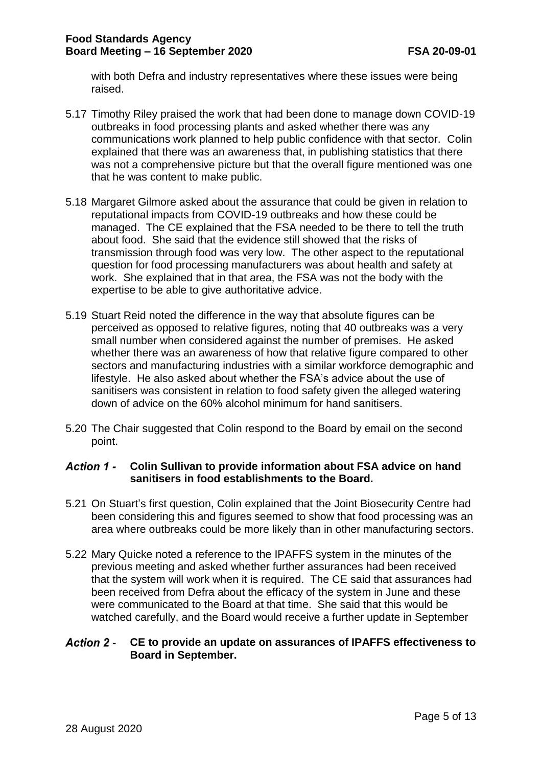with both Defra and industry representatives where these issues were being raised.

5.17 Timothy Riley praised the work that had been done to manage down COVID-19 outbreaks in food processing plants and asked whether there was any communications work planned to help public confidence with that sector. Colin explained that there was an awareness that, in publishing statistics that there was not a comprehensive picture but that the overall figure mentioned was one that he was content to make public.

5.18 Margaret Gilmore asked about the assurance that could be given in relation to reputational impacts from COVID-19 outbreaks and how these could be managed. The CE explained that the FSA needed to be there to tell the truth about food. She said that the evidence still showed that the risks of transmission through food was very low. The other aspect to the reputational question for food processing manufacturers was about health and safety at work. She explained that in that area, the FSA was not the body with the expertise to be able to give authoritative advice.

5.19 Stuart Reid noted the difference in the way that absolute figures can be perceived as opposed to relative figures, noting that 40 outbreaks was a very small number when considered against the number of premises. He asked whether there was an awareness of how that relative figure compared to other sectors and manufacturing industries with a similar workforce demographic and lifestyle. He also asked about whether the FSA's advice about the use of sanitisers was consistent in relation to food safety given the alleged watering down of advice on the 60% alcohol minimum for hand sanitisers.

5.20 The Chair suggested that Colin respond to the Board by email on the second point.

***Action 1 -*** **Colin Sullivan to provide information about FSA advice on hand sanitisers in food establishments to the Board.**

5.21 On Stuart's first question, Colin explained that the Joint Biosecurity Centre had been considering this and figures seemed to show that food processing was an area where outbreaks could be more likely than in other manufacturing sectors.

5.22 Mary Quicke noted a reference to the IPAFFS system in the minutes of the previous meeting and asked whether further assurances had been received that the system will work when it is required. The CE said that assurances had been received from Defra about the efficacy of the system in June and these were communicated to the Board at that time. She said that this would be watched carefully, and the Board would receive a further update in September

***Action 2 -*** **CE to provide an update on assurances of IPAFFS effectiveness to Board in September.**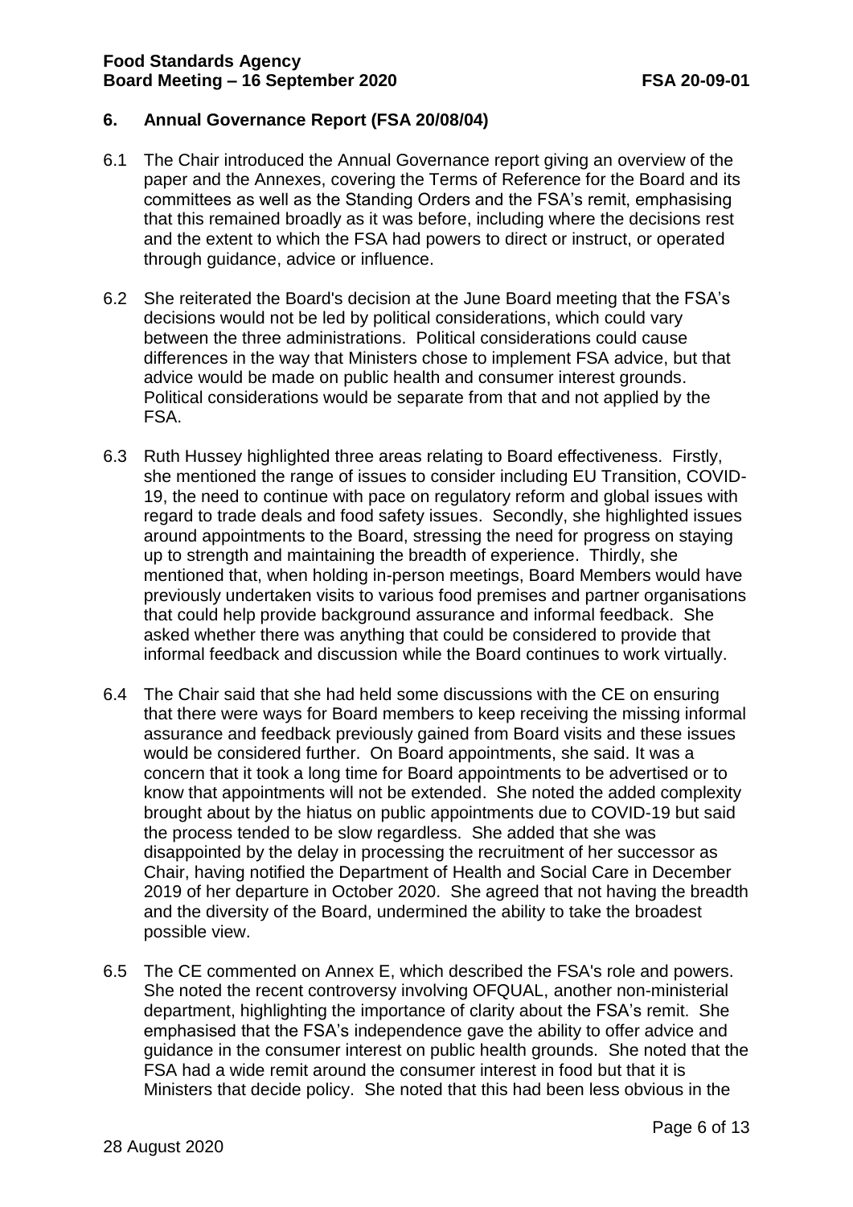## 6. Annual Governance Report (FSA 20/08/04)

6.1 The Chair introduced the Annual Governance report giving an overview of the paper and the Annexes, covering the Terms of Reference for the Board and its committees as well as the Standing Orders and the FSA's remit, emphasising that this remained broadly as it was before, including where the decisions rest and the extent to which the FSA had powers to direct or instruct, or operated through guidance, advice or influence.

6.2 She reiterated the Board's decision at the June Board meeting that the FSA's decisions would not be led by political considerations, which could vary between the three administrations. Political considerations could cause differences in the way that Ministers chose to implement FSA advice, but that advice would be made on public health and consumer interest grounds. Political considerations would be separate from that and not applied by the FSA.

6.3 Ruth Hussey highlighted three areas relating to Board effectiveness. Firstly, she mentioned the range of issues to consider including EU Transition, COVID-19, the need to continue with pace on regulatory reform and global issues with regard to trade deals and food safety issues. Secondly, she highlighted issues around appointments to the Board, stressing the need for progress on staying up to strength and maintaining the breadth of experience. Thirdly, she mentioned that, when holding in-person meetings, Board Members would have previously undertaken visits to various food premises and partner organisations that could help provide background assurance and informal feedback. She asked whether there was anything that could be considered to provide that informal feedback and discussion while the Board continues to work virtually.

6.4 The Chair said that she had held some discussions with the CE on ensuring that there were ways for Board members to keep receiving the missing informal assurance and feedback previously gained from Board visits and these issues would be considered further. On Board appointments, she said. It was a concern that it took a long time for Board appointments to be advertised or to know that appointments will not be extended. She noted the added complexity brought about by the hiatus on public appointments due to COVID-19 but said the process tended to be slow regardless. She added that she was disappointed by the delay in processing the recruitment of her successor as Chair, having notified the Department of Health and Social Care in December 2019 of her departure in October 2020. She agreed that not having the breadth and the diversity of the Board, undermined the ability to take the broadest possible view.

6.5 The CE commented on Annex E, which described the FSA's role and powers. She noted the recent controversy involving OFQUAL, another non-ministerial department, highlighting the importance of clarity about the FSA's remit. She emphasised that the FSA's independence gave the ability to offer advice and guidance in the consumer interest on public health grounds. She noted that the FSA had a wide remit around the consumer interest in food but that it is Ministers that decide policy. She noted that this had been less obvious in the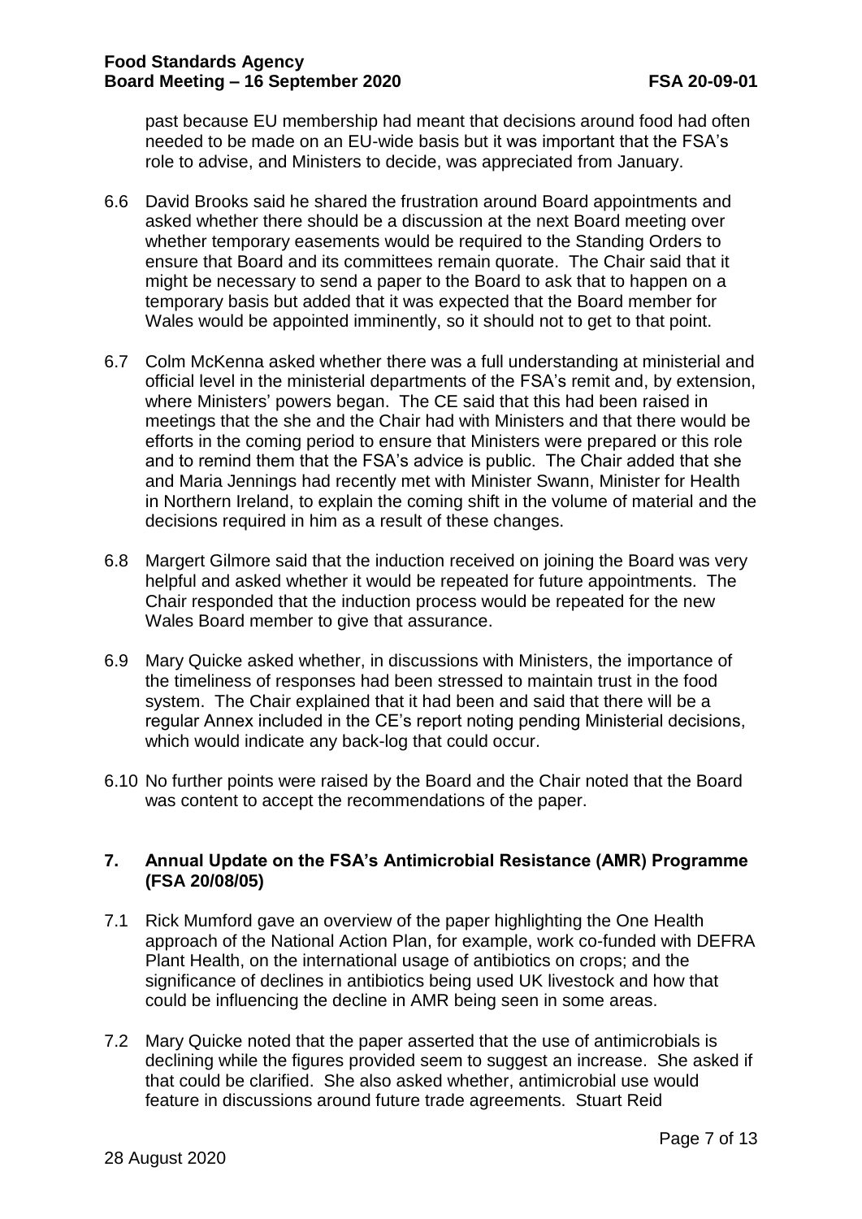past because EU membership had meant that decisions around food had often needed to be made on an EU-wide basis but it was important that the FSA's role to advise, and Ministers to decide, was appreciated from January.

6.6 David Brooks said he shared the frustration around Board appointments and asked whether there should be a discussion at the next Board meeting over whether temporary easements would be required to the Standing Orders to ensure that Board and its committees remain quorate. The Chair said that it might be necessary to send a paper to the Board to ask that to happen on a temporary basis but added that it was expected that the Board member for Wales would be appointed imminently, so it should not to get to that point.

6.7 Colm McKenna asked whether there was a full understanding at ministerial and official level in the ministerial departments of the FSA's remit and, by extension, where Ministers' powers began. The CE said that this had been raised in meetings that the she and the Chair had with Ministers and that there would be efforts in the coming period to ensure that Ministers were prepared or this role and to remind them that the FSA's advice is public. The Chair added that she and Maria Jennings had recently met with Minister Swann, Minister for Health in Northern Ireland, to explain the coming shift in the volume of material and the decisions required in him as a result of these changes.

6.8 Margert Gilmore said that the induction received on joining the Board was very helpful and asked whether it would be repeated for future appointments. The Chair responded that the induction process would be repeated for the new Wales Board member to give that assurance.

6.9 Mary Quicke asked whether, in discussions with Ministers, the importance of the timeliness of responses had been stressed to maintain trust in the food system. The Chair explained that it had been and said that there will be a regular Annex included in the CE's report noting pending Ministerial decisions, which would indicate any back-log that could occur.

6.10 No further points were raised by the Board and the Chair noted that the Board was content to accept the recommendations of the paper.

## 7. Annual Update on the FSA's Antimicrobial Resistance (AMR) Programme (FSA 20/08/05)

7.1 Rick Mumford gave an overview of the paper highlighting the One Health approach of the National Action Plan, for example, work co-funded with DEFRA Plant Health, on the international usage of antibiotics on crops; and the significance of declines in antibiotics being used UK livestock and how that could be influencing the decline in AMR being seen in some areas.

7.2 Mary Quicke noted that the paper asserted that the use of antimicrobials is declining while the figures provided seem to suggest an increase. She asked if that could be clarified. She also asked whether, antimicrobial use would feature in discussions around future trade agreements. Stuart Reid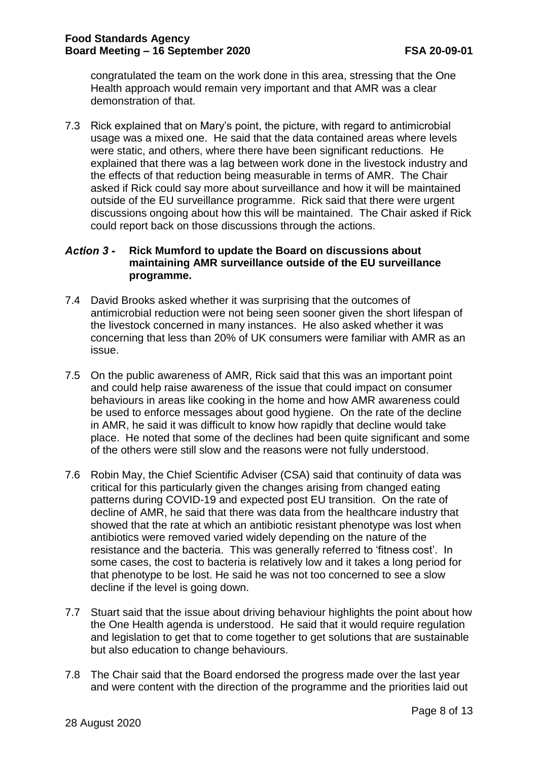congratulated the team on the work done in this area, stressing that the One Health approach would remain very important and that AMR was a clear demonstration of that.

7.3 Rick explained that on Mary's point, the picture, with regard to antimicrobial usage was a mixed one. He said that the data contained areas where levels were static, and others, where there have been significant reductions. He explained that there was a lag between work done in the livestock industry and the effects of that reduction being measurable in terms of AMR. The Chair asked if Rick could say more about surveillance and how it will be maintained outside of the EU surveillance programme. Rick said that there were urgent discussions ongoing about how this will be maintained. The Chair asked if Rick could report back on those discussions through the actions.

***Action 3 -* Rick Mumford to update the Board on discussions about maintaining AMR surveillance outside of the EU surveillance programme.**

7.4 David Brooks asked whether it was surprising that the outcomes of antimicrobial reduction were not being seen sooner given the short lifespan of the livestock concerned in many instances. He also asked whether it was concerning that less than 20% of UK consumers were familiar with AMR as an issue.

7.5 On the public awareness of AMR, Rick said that this was an important point and could help raise awareness of the issue that could impact on consumer behaviours in areas like cooking in the home and how AMR awareness could be used to enforce messages about good hygiene. On the rate of the decline in AMR, he said it was difficult to know how rapidly that decline would take place. He noted that some of the declines had been quite significant and some of the others were still slow and the reasons were not fully understood.

7.6 Robin May, the Chief Scientific Adviser (CSA) said that continuity of data was critical for this particularly given the changes arising from changed eating patterns during COVID-19 and expected post EU transition. On the rate of decline of AMR, he said that there was data from the healthcare industry that showed that the rate at which an antibiotic resistant phenotype was lost when antibiotics were removed varied widely depending on the nature of the resistance and the bacteria. This was generally referred to 'fitness cost'. In some cases, the cost to bacteria is relatively low and it takes a long period for that phenotype to be lost. He said he was not too concerned to see a slow decline if the level is going down.

7.7 Stuart said that the issue about driving behaviour highlights the point about how the One Health agenda is understood. He said that it would require regulation and legislation to get that to come together to get solutions that are sustainable but also education to change behaviours.

7.8 The Chair said that the Board endorsed the progress made over the last year and were content with the direction of the programme and the priorities laid out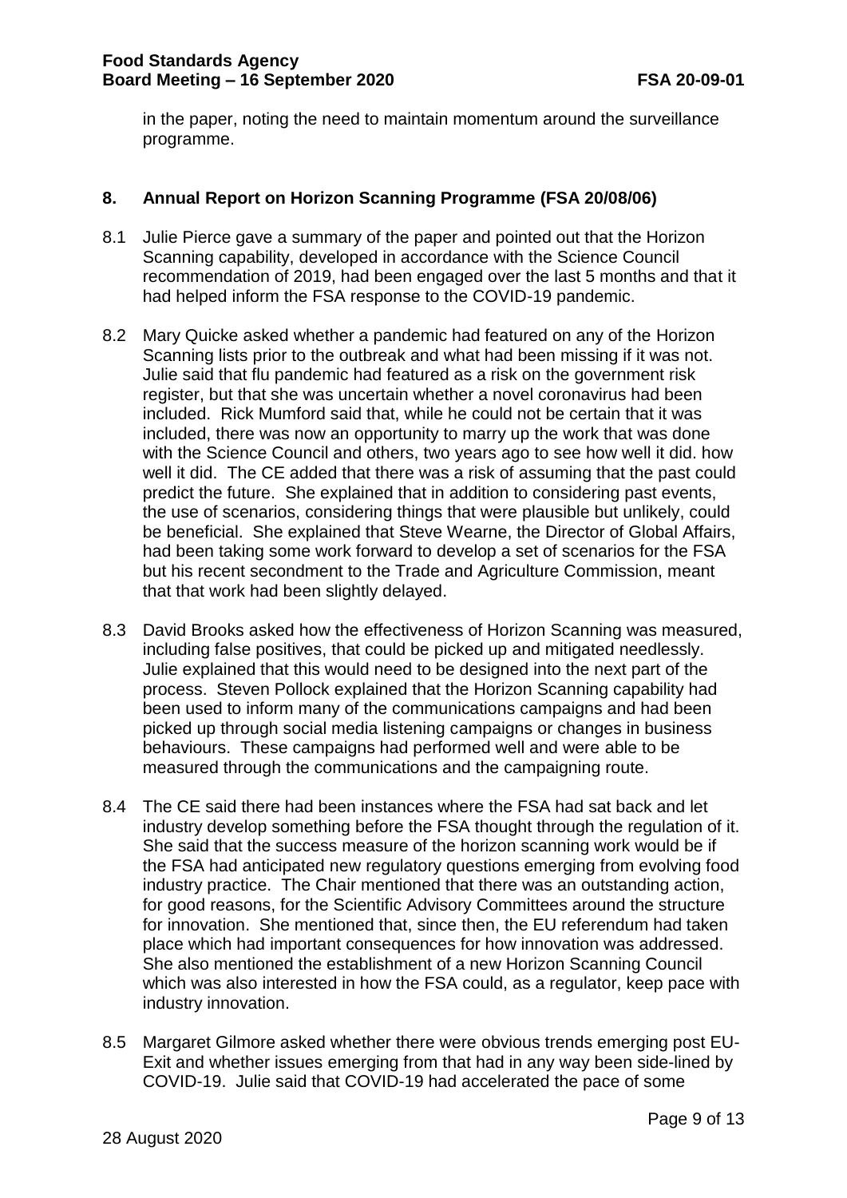in the paper, noting the need to maintain momentum around the surveillance programme.

## 8. Annual Report on Horizon Scanning Programme (FSA 20/08/06)

8.1 Julie Pierce gave a summary of the paper and pointed out that the Horizon Scanning capability, developed in accordance with the Science Council recommendation of 2019, had been engaged over the last 5 months and that it had helped inform the FSA response to the COVID-19 pandemic.

8.2 Mary Quicke asked whether a pandemic had featured on any of the Horizon Scanning lists prior to the outbreak and what had been missing if it was not. Julie said that flu pandemic had featured as a risk on the government risk register, but that she was uncertain whether a novel coronavirus had been included. Rick Mumford said that, while he could not be certain that it was included, there was now an opportunity to marry up the work that was done with the Science Council and others, two years ago to see how well it did. how well it did. The CE added that there was a risk of assuming that the past could predict the future. She explained that in addition to considering past events, the use of scenarios, considering things that were plausible but unlikely, could be beneficial. She explained that Steve Wearne, the Director of Global Affairs, had been taking some work forward to develop a set of scenarios for the FSA but his recent secondment to the Trade and Agriculture Commission, meant that that work had been slightly delayed.

8.3 David Brooks asked how the effectiveness of Horizon Scanning was measured, including false positives, that could be picked up and mitigated needlessly. Julie explained that this would need to be designed into the next part of the process. Steven Pollock explained that the Horizon Scanning capability had been used to inform many of the communications campaigns and had been picked up through social media listening campaigns or changes in business behaviours. These campaigns had performed well and were able to be measured through the communications and the campaigning route.

8.4 The CE said there had been instances where the FSA had sat back and let industry develop something before the FSA thought through the regulation of it. She said that the success measure of the horizon scanning work would be if the FSA had anticipated new regulatory questions emerging from evolving food industry practice. The Chair mentioned that there was an outstanding action, for good reasons, for the Scientific Advisory Committees around the structure for innovation. She mentioned that, since then, the EU referendum had taken place which had important consequences for how innovation was addressed. She also mentioned the establishment of a new Horizon Scanning Council which was also interested in how the FSA could, as a regulator, keep pace with industry innovation.

8.5 Margaret Gilmore asked whether there were obvious trends emerging post EU-Exit and whether issues emerging from that had in any way been side-lined by COVID-19. Julie said that COVID-19 had accelerated the pace of some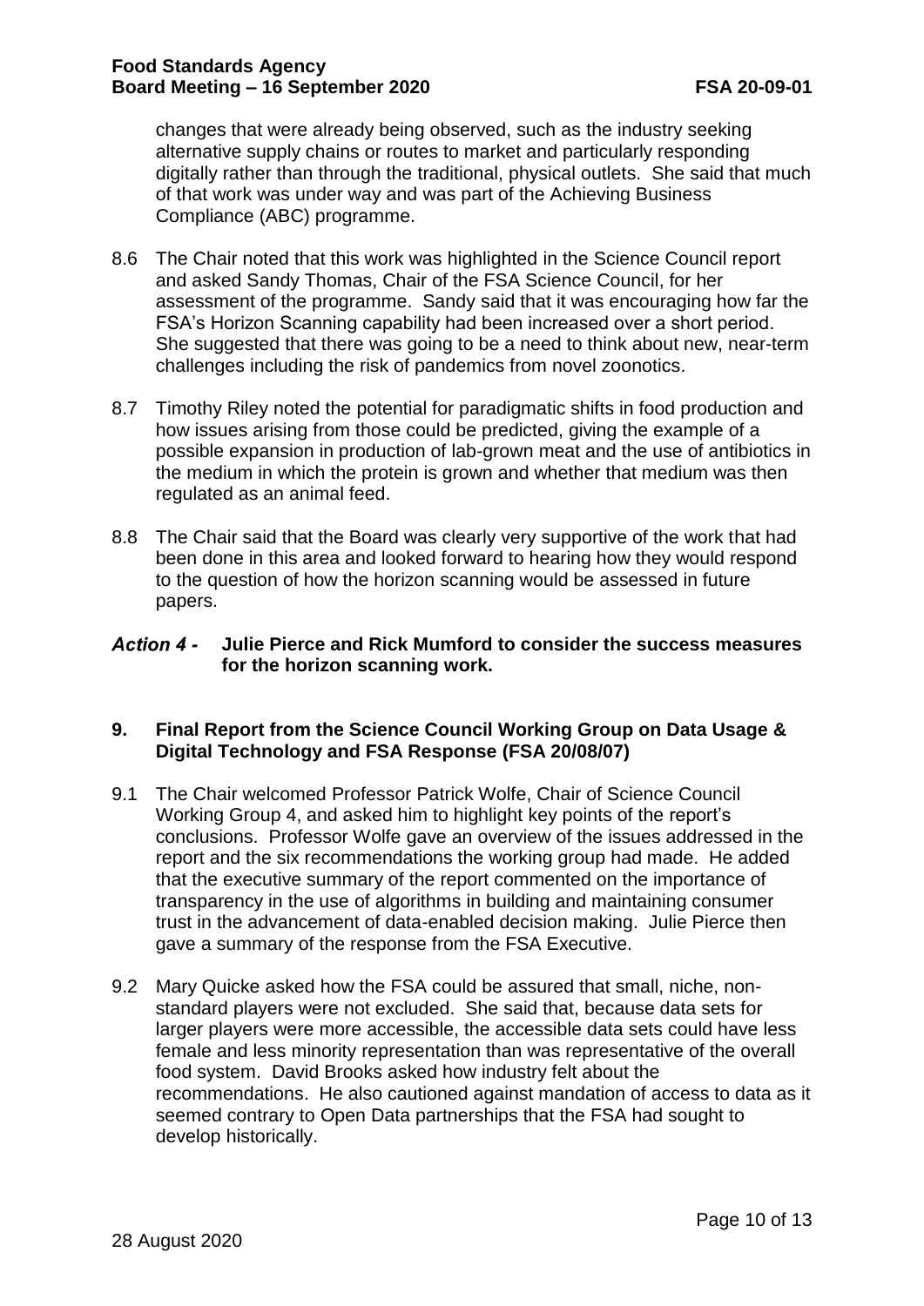changes that were already being observed, such as the industry seeking alternative supply chains or routes to market and particularly responding digitally rather than through the traditional, physical outlets. She said that much of that work was under way and was part of the Achieving Business Compliance (ABC) programme.

8.6 The Chair noted that this work was highlighted in the Science Council report and asked Sandy Thomas, Chair of the FSA Science Council, for her assessment of the programme. Sandy said that it was encouraging how far the FSA's Horizon Scanning capability had been increased over a short period. She suggested that there was going to be a need to think about new, near-term challenges including the risk of pandemics from novel zoonotics.

8.7 Timothy Riley noted the potential for paradigmatic shifts in food production and how issues arising from those could be predicted, giving the example of a possible expansion in production of lab-grown meat and the use of antibiotics in the medium in which the protein is grown and whether that medium was then regulated as an animal feed.

8.8 The Chair said that the Board was clearly very supportive of the work that had been done in this area and looked forward to hearing how they would respond to the question of how the horizon scanning would be assessed in future papers.

***Action 4 -*** **Julie Pierce and Rick Mumford to consider the success measures for the horizon scanning work.**

## 9. Final Report from the Science Council Working Group on Data Usage & Digital Technology and FSA Response (FSA 20/08/07)

9.1 The Chair welcomed Professor Patrick Wolfe, Chair of Science Council Working Group 4, and asked him to highlight key points of the report's conclusions. Professor Wolfe gave an overview of the issues addressed in the report and the six recommendations the working group had made. He added that the executive summary of the report commented on the importance of transparency in the use of algorithms in building and maintaining consumer trust in the advancement of data-enabled decision making. Julie Pierce then gave a summary of the response from the FSA Executive.

9.2 Mary Quicke asked how the FSA could be assured that small, niche, non-standard players were not excluded. She said that, because data sets for larger players were more accessible, the accessible data sets could have less female and less minority representation than was representative of the overall food system. David Brooks asked how industry felt about the recommendations. He also cautioned against mandation of access to data as it seemed contrary to Open Data partnerships that the FSA had sought to develop historically.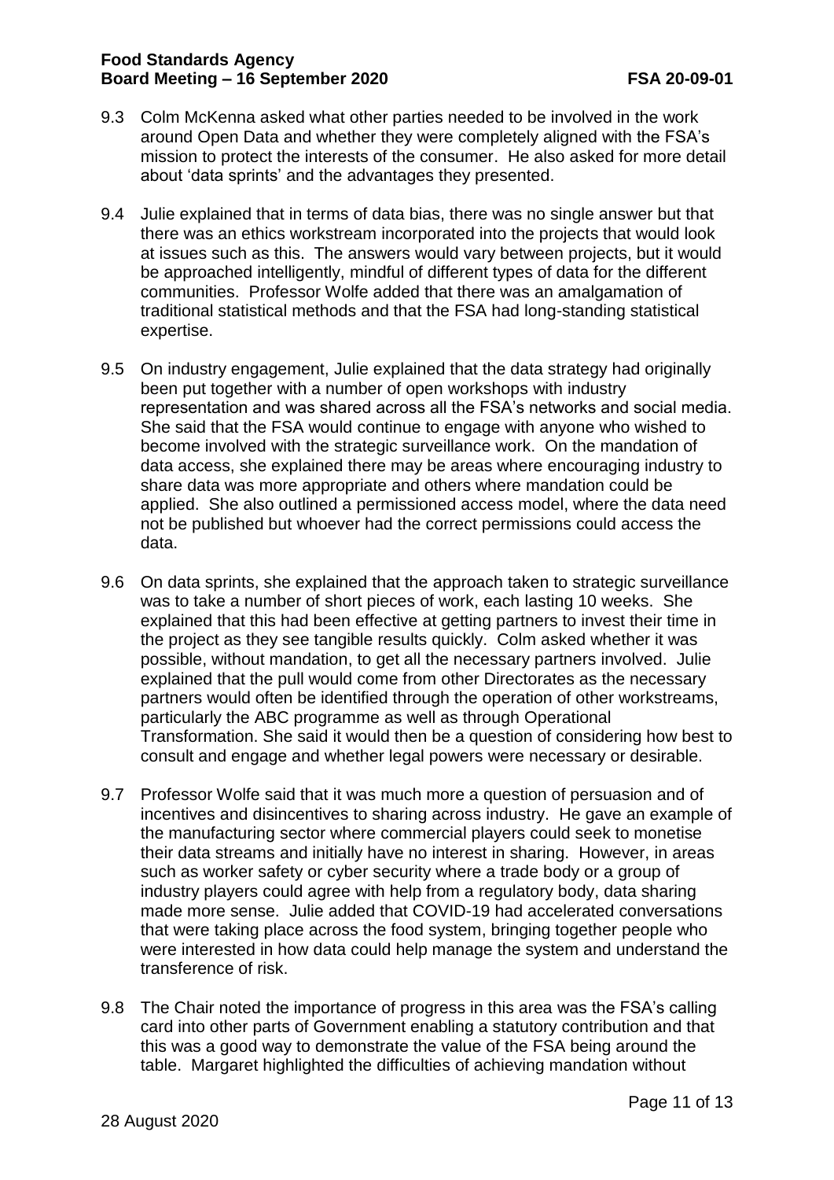9.3 Colm McKenna asked what other parties needed to be involved in the work around Open Data and whether they were completely aligned with the FSA's mission to protect the interests of the consumer. He also asked for more detail about 'data sprints' and the advantages they presented.

9.4 Julie explained that in terms of data bias, there was no single answer but that there was an ethics workstream incorporated into the projects that would look at issues such as this. The answers would vary between projects, but it would be approached intelligently, mindful of different types of data for the different communities. Professor Wolfe added that there was an amalgamation of traditional statistical methods and that the FSA had long-standing statistical expertise.

9.5 On industry engagement, Julie explained that the data strategy had originally been put together with a number of open workshops with industry representation and was shared across all the FSA's networks and social media. She said that the FSA would continue to engage with anyone who wished to become involved with the strategic surveillance work. On the mandation of data access, she explained there may be areas where encouraging industry to share data was more appropriate and others where mandation could be applied. She also outlined a permissioned access model, where the data need not be published but whoever had the correct permissions could access the data.

9.6 On data sprints, she explained that the approach taken to strategic surveillance was to take a number of short pieces of work, each lasting 10 weeks. She explained that this had been effective at getting partners to invest their time in the project as they see tangible results quickly. Colm asked whether it was possible, without mandation, to get all the necessary partners involved. Julie explained that the pull would come from other Directorates as the necessary partners would often be identified through the operation of other workstreams, particularly the ABC programme as well as through Operational Transformation. She said it would then be a question of considering how best to consult and engage and whether legal powers were necessary or desirable.

9.7 Professor Wolfe said that it was much more a question of persuasion and of incentives and disincentives to sharing across industry. He gave an example of the manufacturing sector where commercial players could seek to monetise their data streams and initially have no interest in sharing. However, in areas such as worker safety or cyber security where a trade body or a group of industry players could agree with help from a regulatory body, data sharing made more sense. Julie added that COVID-19 had accelerated conversations that were taking place across the food system, bringing together people who were interested in how data could help manage the system and understand the transference of risk.

9.8 The Chair noted the importance of progress in this area was the FSA's calling card into other parts of Government enabling a statutory contribution and that this was a good way to demonstrate the value of the FSA being around the table. Margaret highlighted the difficulties of achieving mandation without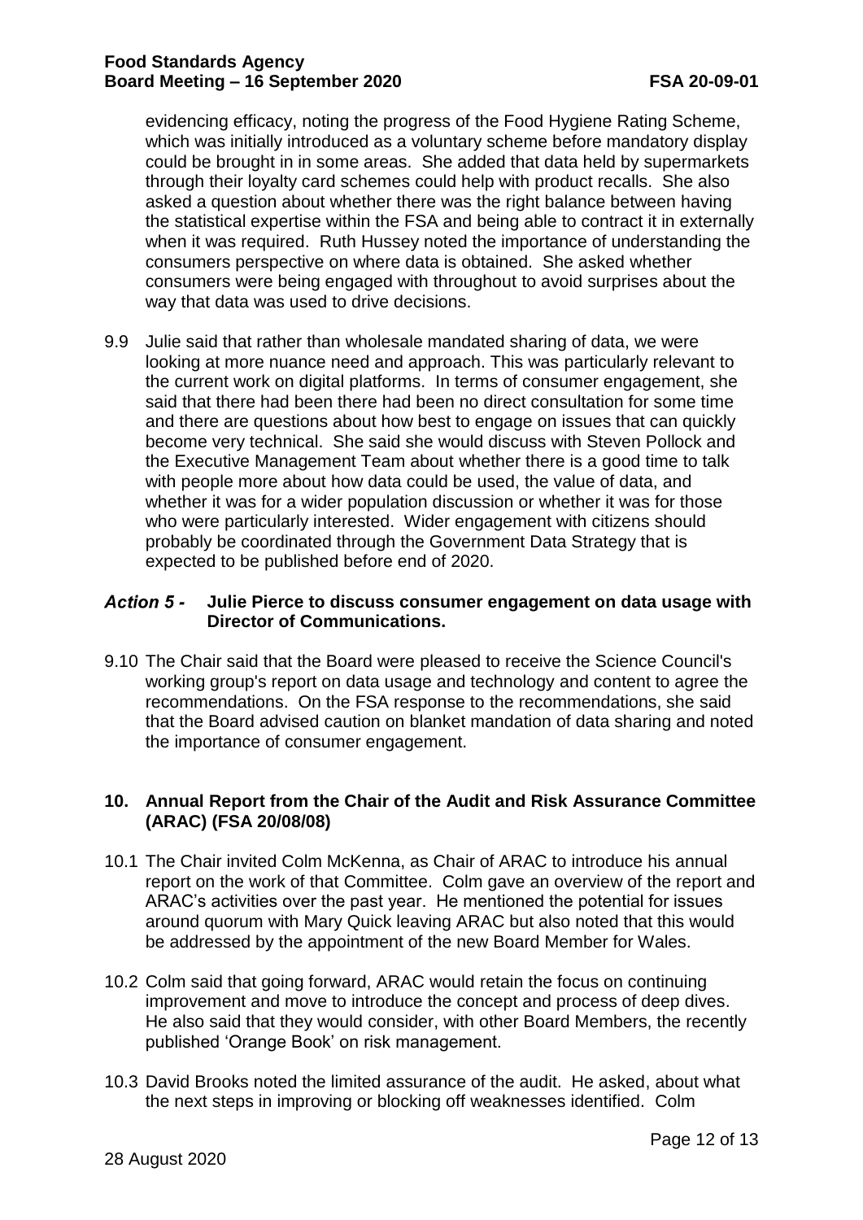evidencing efficacy, noting the progress of the Food Hygiene Rating Scheme, which was initially introduced as a voluntary scheme before mandatory display could be brought in in some areas. She added that data held by supermarkets through their loyalty card schemes could help with product recalls. She also asked a question about whether there was the right balance between having the statistical expertise within the FSA and being able to contract it in externally when it was required. Ruth Hussey noted the importance of understanding the consumers perspective on where data is obtained. She asked whether consumers were being engaged with throughout to avoid surprises about the way that data was used to drive decisions.

9.9 Julie said that rather than wholesale mandated sharing of data, we were looking at more nuance need and approach. This was particularly relevant to the current work on digital platforms. In terms of consumer engagement, she said that there had been there had been no direct consultation for some time and there are questions about how best to engage on issues that can quickly become very technical. She said she would discuss with Steven Pollock and the Executive Management Team about whether there is a good time to talk with people more about how data could be used, the value of data, and whether it was for a wider population discussion or whether it was for those who were particularly interested. Wider engagement with citizens should probably be coordinated through the Government Data Strategy that is expected to be published before end of 2020.

***Action 5 -*** **Julie Pierce to discuss consumer engagement on data usage with Director of Communications.**

9.10 The Chair said that the Board were pleased to receive the Science Council's working group's report on data usage and technology and content to agree the recommendations. On the FSA response to the recommendations, she said that the Board advised caution on blanket mandation of data sharing and noted the importance of consumer engagement.

## 10. Annual Report from the Chair of the Audit and Risk Assurance Committee (ARAC) (FSA 20/08/08)

10.1 The Chair invited Colm McKenna, as Chair of ARAC to introduce his annual report on the work of that Committee. Colm gave an overview of the report and ARAC's activities over the past year. He mentioned the potential for issues around quorum with Mary Quick leaving ARAC but also noted that this would be addressed by the appointment of the new Board Member for Wales.

10.2 Colm said that going forward, ARAC would retain the focus on continuing improvement and move to introduce the concept and process of deep dives. He also said that they would consider, with other Board Members, the recently published 'Orange Book' on risk management.

10.3 David Brooks noted the limited assurance of the audit. He asked, about what the next steps in improving or blocking off weaknesses identified. Colm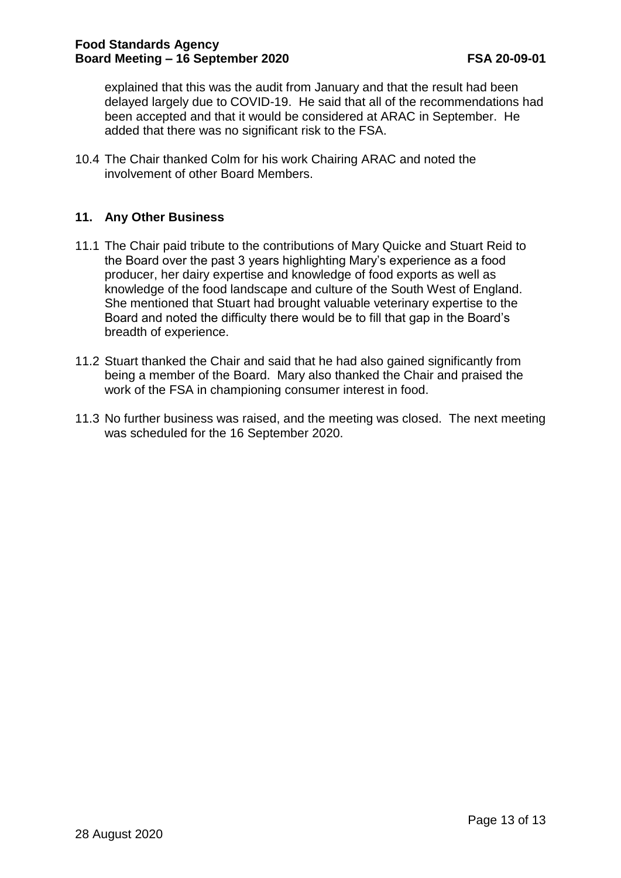explained that this was the audit from January and that the result had been delayed largely due to COVID-19. He said that all of the recommendations had been accepted and that it would be considered at ARAC in September. He added that there was no significant risk to the FSA.

10.4 The Chair thanked Colm for his work Chairing ARAC and noted the involvement of other Board Members.

## 11. Any Other Business

11.1 The Chair paid tribute to the contributions of Mary Quicke and Stuart Reid to the Board over the past 3 years highlighting Mary's experience as a food producer, her dairy expertise and knowledge of food exports as well as knowledge of the food landscape and culture of the South West of England. She mentioned that Stuart had brought valuable veterinary expertise to the Board and noted the difficulty there would be to fill that gap in the Board's breadth of experience.

11.2 Stuart thanked the Chair and said that he had also gained significantly from being a member of the Board. Mary also thanked the Chair and praised the work of the FSA in championing consumer interest in food.

11.3 No further business was raised, and the meeting was closed. The next meeting was scheduled for the 16 September 2020.

28 August 2020